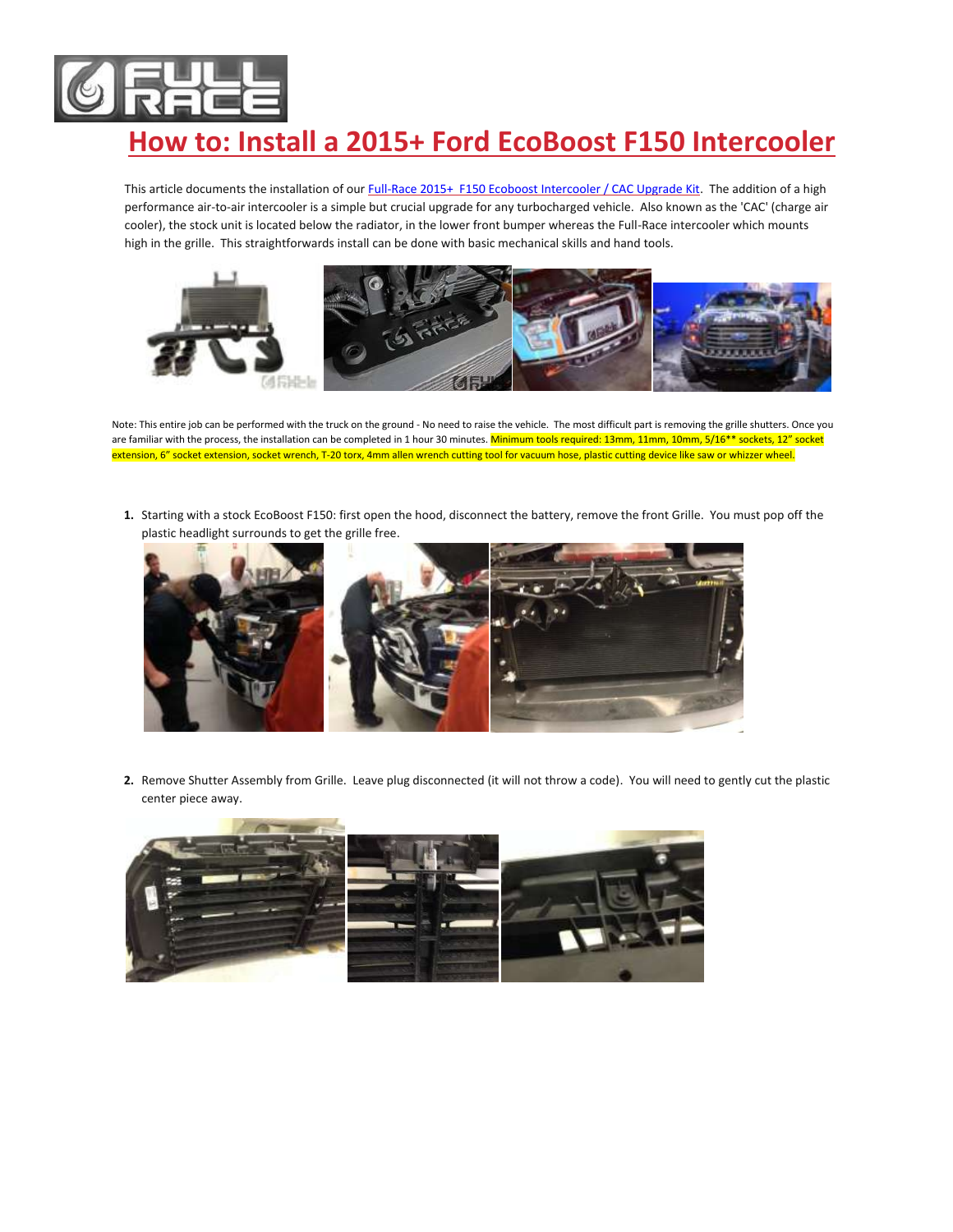# How to: Install a 2015+ Ford EcoBoost F150 Intercooler

This article documents the installation of our [Full-Race 2015+ F150 Ecoboost Intercooler / CAC Upgrade Kit](). The addition of a high performance air-to-air intercooler is a simple but crucial upgrade for any turbocharged vehicle. Also known as the 'CAC' (charge air cooler), the stock unit is located below the radiator, in the lower front bumper whereas the Full-Race intercooler which mounts high in the grille. This straightforwards install can be done with basic mechanical skills and hand tools.

Note: This entire job can be performed with the truck on the ground - No need to raise the vehicle. The most difficult part is removing the grille shutters. Once you are familiar with the process, the installation can be completed in 1 hour 30 minutes. Minimum tools required: 13mm, 11mm, 10mm, 5/16** sockets, 12" socket extension, 6" socket extension, socket wrench, T-20 torx, 4mm allen wrench cutting tool for vacuum hose, plastic cutting device like saw or whizzer wheel.

1. Starting with a stock EcoBoost F150: first open the hood, disconnect the battery, remove the front Grille. You must pop off the plastic headlight surrounds to get the grille free.

2. Remove Shutter Assembly from Grille. Leave plug disconnected (it will not throw a code). You will need to gently cut the plastic center piece away.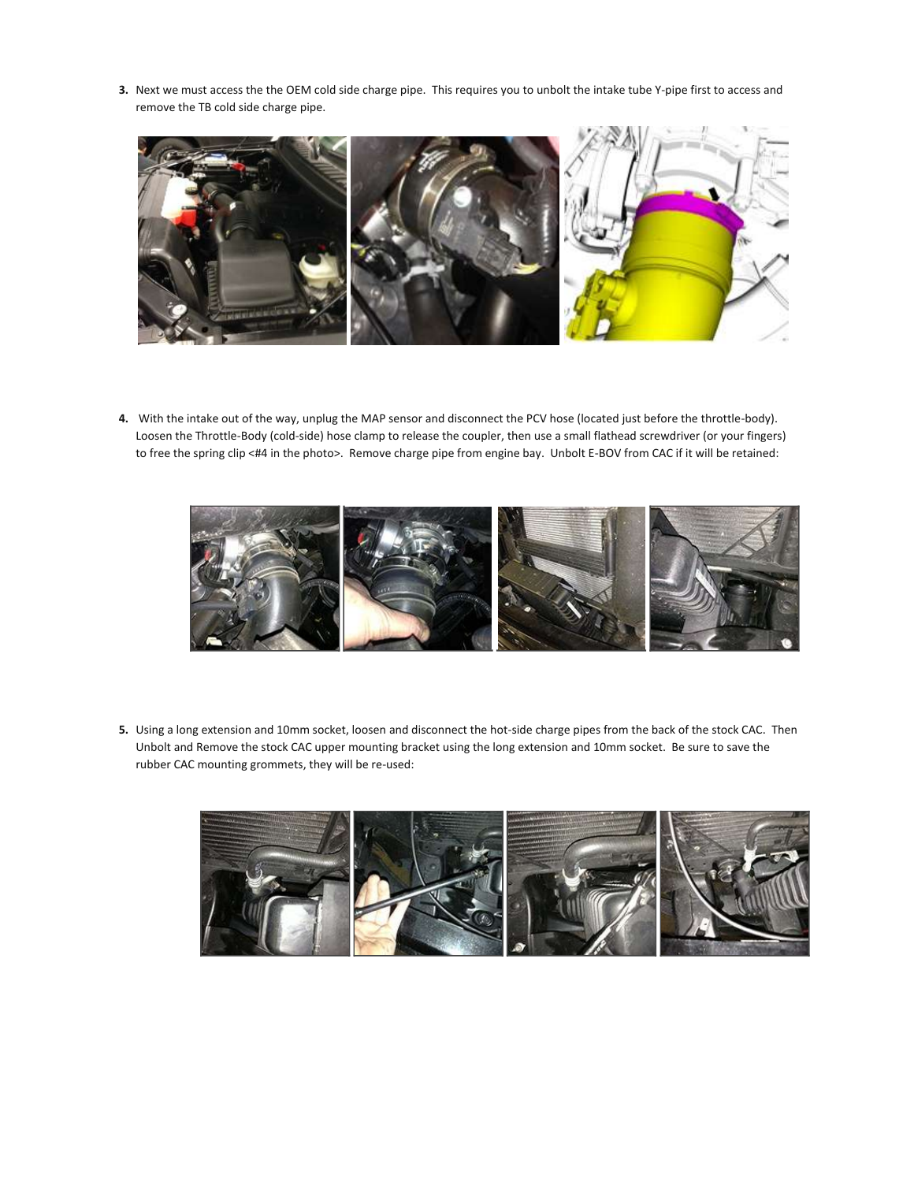3. Next we must access the the OEM cold side charge pipe. This requires you to unbolt the intake tube Y-pipe first to access and remove the TB cold side charge pipe.

4. With the intake out of the way, unplug the MAP sensor and disconnect the PCV hose (located just before the throttle-body). Loosen the Throttle-Body (cold-side) hose clamp to release the coupler, then use a small flathead screwdriver (or your fingers) to free the spring clip <#4 in the photo>. Remove charge pipe from engine bay. Unbolt E-BOV from CAC if it will be retained:

5. Using a long extension and 10mm socket, loosen and disconnect the hot-side charge pipes from the back of the stock CAC. Then Unbolt and Remove the stock CAC upper mounting bracket using the long extension and 10mm socket. Be sure to save the rubber CAC mounting grommets, they will be re-used: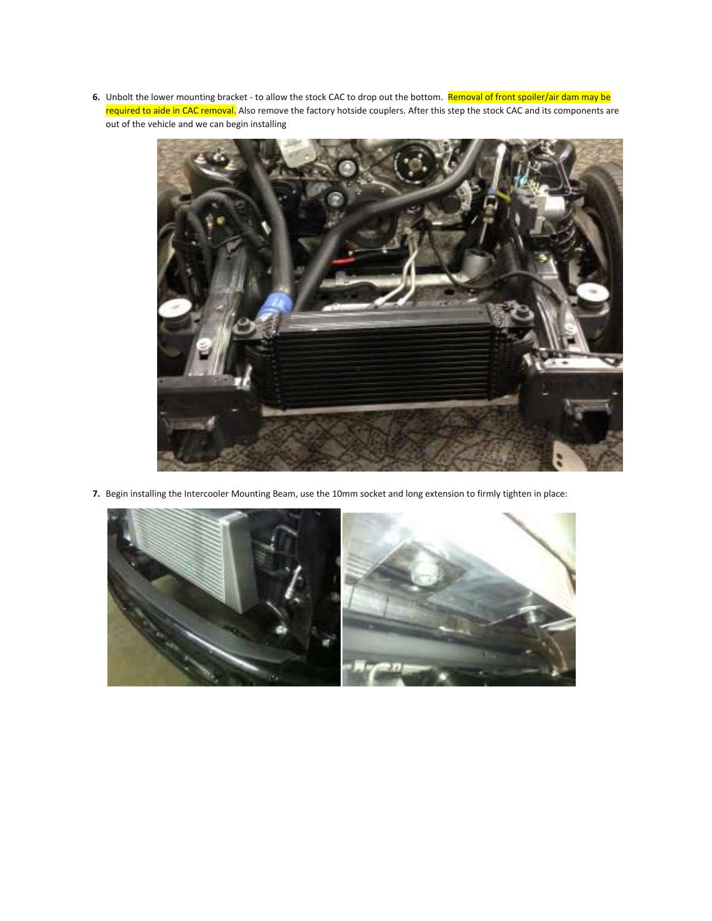6. Unbolt the lower mounting bracket - to allow the stock CAC to drop out the bottom. Removal of front spoiler/air dam may be required to aide in CAC removal. Also remove the factory hotside couplers. After this step the stock CAC and its components are out of the vehicle and we can begin installing

7. Begin installing the Intercooler Mounting Beam, use the 10mm socket and long extension to firmly tighten in place: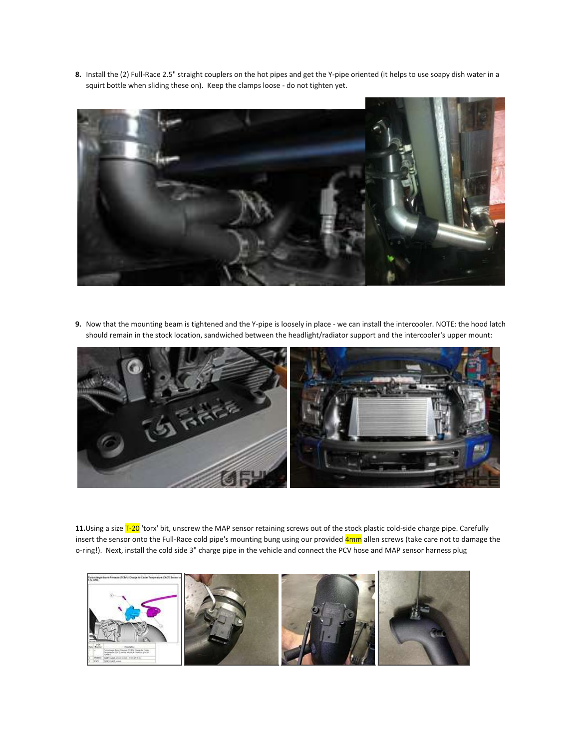**8.** Install the (2) Full-Race 2.5" straight couplers on the hot pipes and get the Y-pipe oriented (it helps to use soapy dish water in a squirt bottle when sliding these on). Keep the clamps loose - do not tighten yet.

**9.** Now that the mounting beam is tightened and the Y-pipe is loosely in place - we can install the intercooler. NOTE: the hood latch should remain in the stock location, sandwiched between the headlight/radiator support and the intercooler's upper mount:

**11.** Using a size T-20 'torx' bit, unscrew the MAP sensor retaining screws out of the stock plastic cold-side charge pipe. Carefully insert the sensor onto the Full-Race cold pipe's mounting bung using our provided 4mm allen screws (take care not to damage the o-ring!). Next, install the cold side 3" charge pipe in the vehicle and connect the PCV hose and MAP sensor harness plug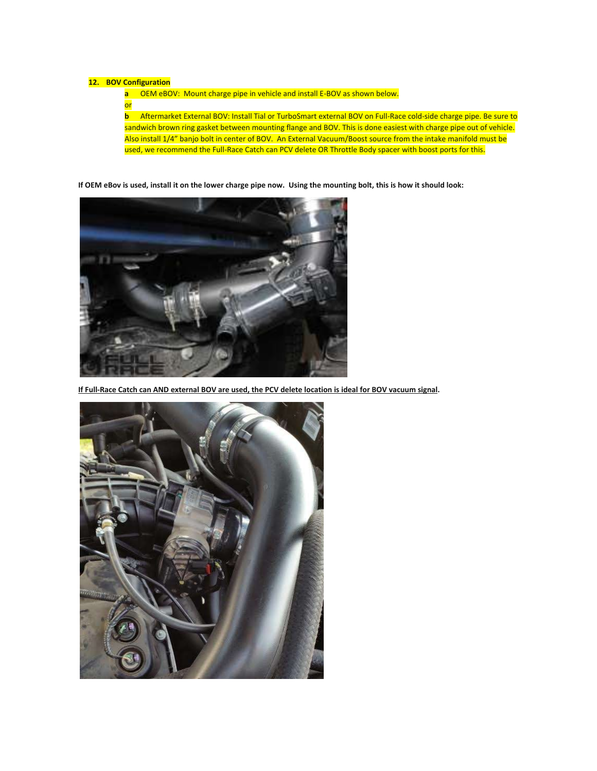**12. BOV Configuration**

- **a** OEM eBOV: Mount charge pipe in vehicle and install E-BOV as shown below.

or

- **b** Aftermarket External BOV: Install Tial or TurboSmart external BOV on Full-Race cold-side charge pipe. Be sure to sandwich brown ring gasket between mounting flange and BOV. This is done easiest with charge pipe out of vehicle. Also install 1/4" banjo bolt in center of BOV. An External Vacuum/Boost source from the intake manifold must be used, we recommend the Full-Race Catch can PCV delete OR Throttle Body spacer with boost ports for this.

**If OEM eBov is used, install it on the lower charge pipe now. Using the mounting bolt, this is how it should look:**

**If Full-Race Catch can AND external BOV are used, the PCV delete location is ideal for BOV vacuum signal.**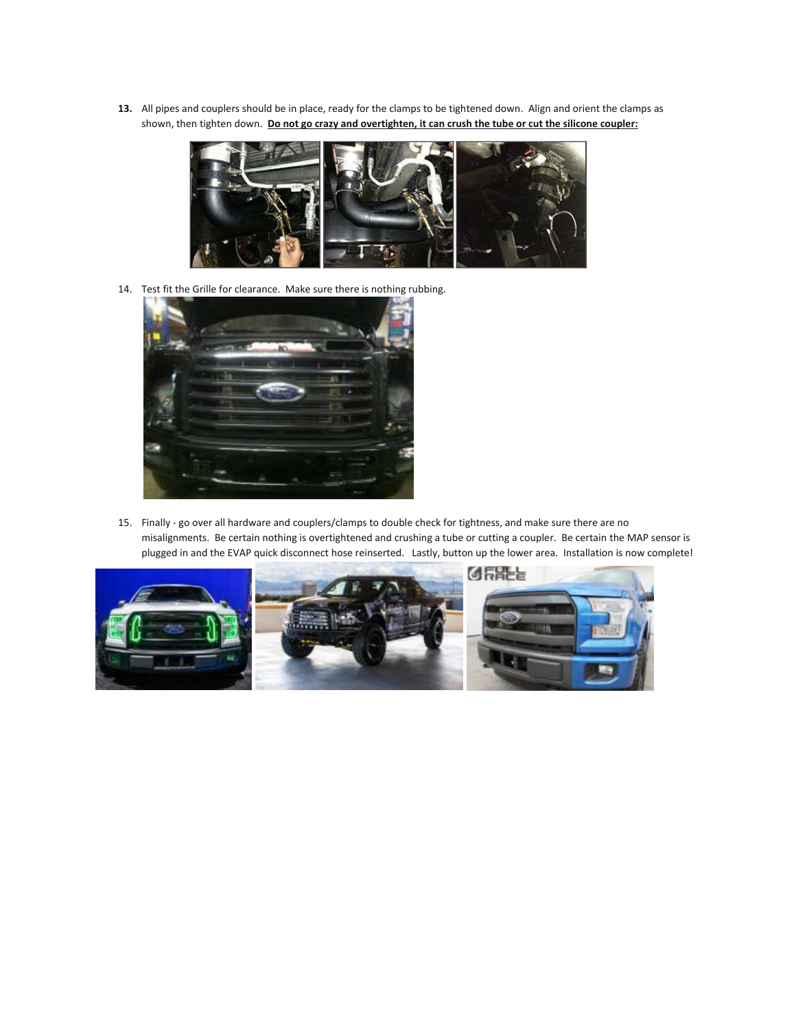13. All pipes and couplers should be in place, ready for the clamps to be tightened down. Align and orient the clamps as shown, then tighten down. **<u>Do not go crazy and overtighten, it can crush the tube or cut the silicone coupler:</u>**

14. Test fit the Grille for clearance. Make sure there is nothing rubbing.

15. Finally - go over all hardware and couplers/clamps to double check for tightness, and make sure there are no misalignments. Be certain nothing is overtightened and crushing a tube or cutting a coupler. Be certain the MAP sensor is plugged in and the EVAP quick disconnect hose reinserted. Lastly, button up the lower area. Installation is now complete!